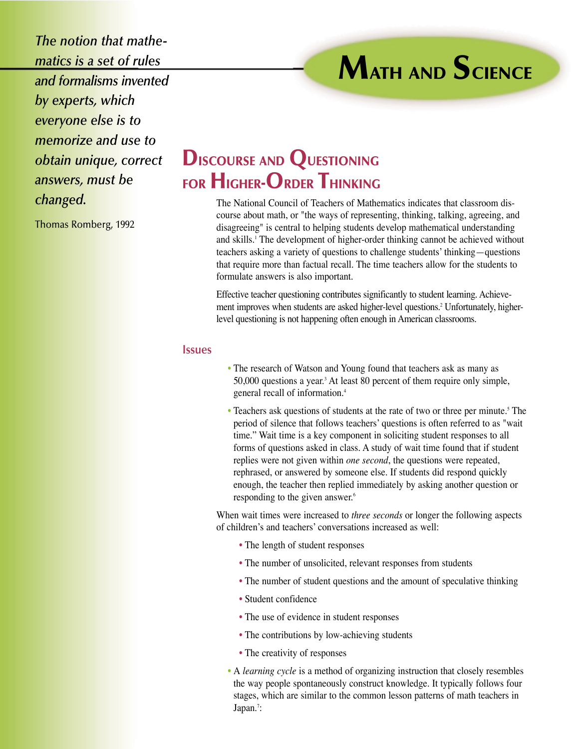*The notion that mathematics is a set of rules and formalisms invented by experts, which everyone else is to memorize and use to obtain unique, correct answers, must be changed.*

Thomas Romberg, 1992

# Math and Science

## Discourse and Questioning for Higher-Order Thinking

The National Council of Teachers of Mathematics indicates that classroom discourse about math, or "the ways of representing, thinking, talking, agreeing, and disagreeing" is central to helping students develop mathematical understanding and skills.[1] The development of higher-order thinking cannot be achieved without teachers asking a variety of questions to challenge students' thinking—questions that require more than factual recall. The time teachers allow for the students to formulate answers is also important.

Effective teacher questioning contributes significantly to student learning. Achievement improves when students are asked higher-level questions.[2] Unfortunately, higher-level questioning is not happening often enough in American classrooms.

### Issues

- The research of Watson and Young found that teachers ask as many as 50,000 questions a year.[3] At least 80 percent of them require only simple, general recall of information.[4]
- Teachers ask questions of students at the rate of two or three per minute.[5] The period of silence that follows teachers' questions is often referred to as "wait time." Wait time is a key component in soliciting student responses to all forms of questions asked in class. A study of wait time found that if student replies were not given within *one second*, the questions were repeated, rephrased, or answered by someone else. If students did respond quickly enough, the teacher then replied immediately by asking another question or responding to the given answer.[6]

When wait times were increased to *three seconds* or longer the following aspects of children's and teachers' conversations increased as well:

- The length of student responses
- The number of unsolicited, relevant responses from students
- The number of student questions and the amount of speculative thinking
- Student confidence
- The use of evidence in student responses
- The contributions by low-achieving students
- The creativity of responses

- A *learning cycle* is a method of organizing instruction that closely resembles the way people spontaneously construct knowledge. It typically follows four stages, which are similar to the common lesson patterns of math teachers in Japan.[7]: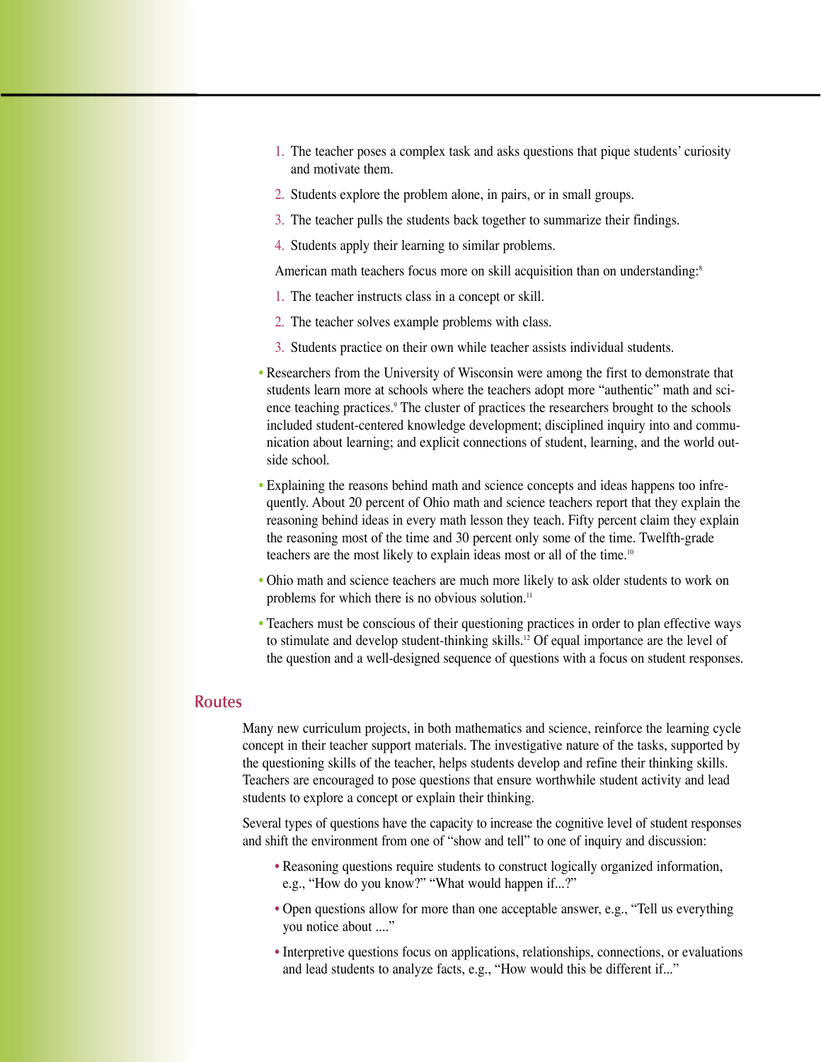1. The teacher poses a complex task and asks questions that pique students' curiosity and motivate them.
2. Students explore the problem alone, in pairs, or in small groups.
3. The teacher pulls the students back together to summarize their findings.
4. Students apply their learning to similar problems.

American math teachers focus more on skill acquisition than on understanding:[8]

1. The teacher instructs class in a concept or skill.
2. The teacher solves example problems with class.
3. Students practice on their own while teacher assists individual students.

- Researchers from the University of Wisconsin were among the first to demonstrate that students learn more at schools where the teachers adopt more "authentic" math and science teaching practices.[9] The cluster of practices the researchers brought to the schools included student-centered knowledge development; disciplined inquiry into and communication about learning; and explicit connections of student, learning, and the world outside school.
- Explaining the reasons behind math and science concepts and ideas happens too infrequently. About 20 percent of Ohio math and science teachers report that they explain the reasoning behind ideas in every math lesson they teach. Fifty percent claim they explain the reasoning most of the time and 30 percent only some of the time. Twelfth-grade teachers are the most likely to explain ideas most or all of the time.[10]
- Ohio math and science teachers are much more likely to ask older students to work on problems for which there is no obvious solution.[11]
- Teachers must be conscious of their questioning practices in order to plan effective ways to stimulate and develop student-thinking skills.[12] Of equal importance are the level of the question and a well-designed sequence of questions with a focus on student responses.

## Routes

Many new curriculum projects, in both mathematics and science, reinforce the learning cycle concept in their teacher support materials. The investigative nature of the tasks, supported by the questioning skills of the teacher, helps students develop and refine their thinking skills. Teachers are encouraged to pose questions that ensure worthwhile student activity and lead students to explore a concept or explain their thinking.

Several types of questions have the capacity to increase the cognitive level of student responses and shift the environment from one of "show and tell" to one of inquiry and discussion:

- Reasoning questions require students to construct logically organized information, e.g., "How do you know?" "What would happen if...?"
- Open questions allow for more than one acceptable answer, e.g., "Tell us everything you notice about ...."
- Interpretive questions focus on applications, relationships, connections, or evaluations and lead students to analyze facts, e.g., "How would this be different if..."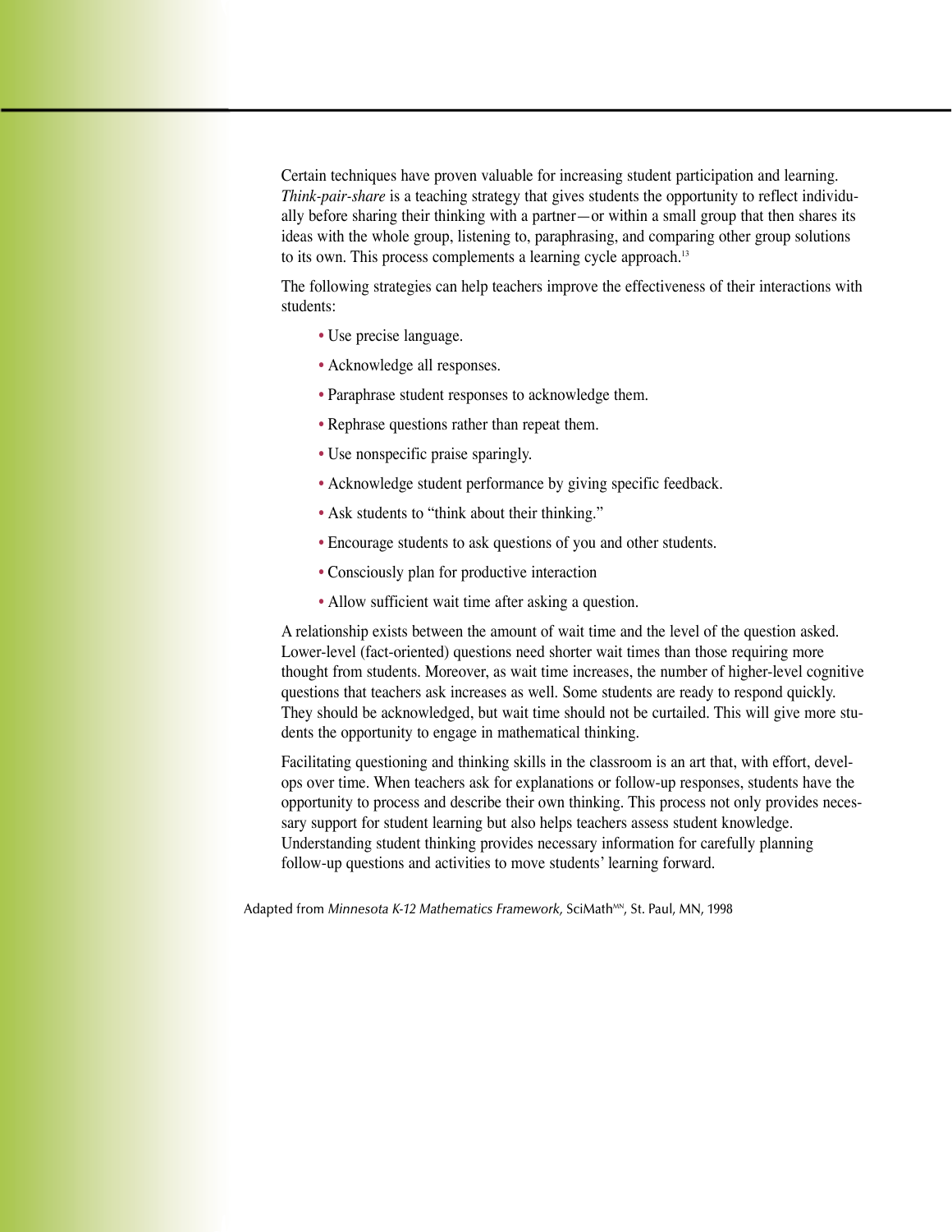Certain techniques have proven valuable for increasing student participation and learning. *Think-pair-share* is a teaching strategy that gives students the opportunity to reflect individually before sharing their thinking with a partner—or within a small group that then shares its ideas with the whole group, listening to, paraphrasing, and comparing other group solutions to its own. This process complements a learning cycle approach.[13]

The following strategies can help teachers improve the effectiveness of their interactions with students:

- Use precise language.
- Acknowledge all responses.
- Paraphrase student responses to acknowledge them.
- Rephrase questions rather than repeat them.
- Use nonspecific praise sparingly.
- Acknowledge student performance by giving specific feedback.
- Ask students to "think about their thinking."
- Encourage students to ask questions of you and other students.
- Consciously plan for productive interaction
- Allow sufficient wait time after asking a question.

A relationship exists between the amount of wait time and the level of the question asked. Lower-level (fact-oriented) questions need shorter wait times than those requiring more thought from students. Moreover, as wait time increases, the number of higher-level cognitive questions that teachers ask increases as well. Some students are ready to respond quickly. They should be acknowledged, but wait time should not be curtailed. This will give more students the opportunity to engage in mathematical thinking.

Facilitating questioning and thinking skills in the classroom is an art that, with effort, develops over time. When teachers ask for explanations or follow-up responses, students have the opportunity to process and describe their own thinking. This process not only provides necessary support for student learning but also helps teachers assess student knowledge. Understanding student thinking provides necessary information for carefully planning follow-up questions and activities to move students' learning forward.

Adapted from *Minnesota K-12 Mathematics Framework*, SciMath[MN], St. Paul, MN, 1998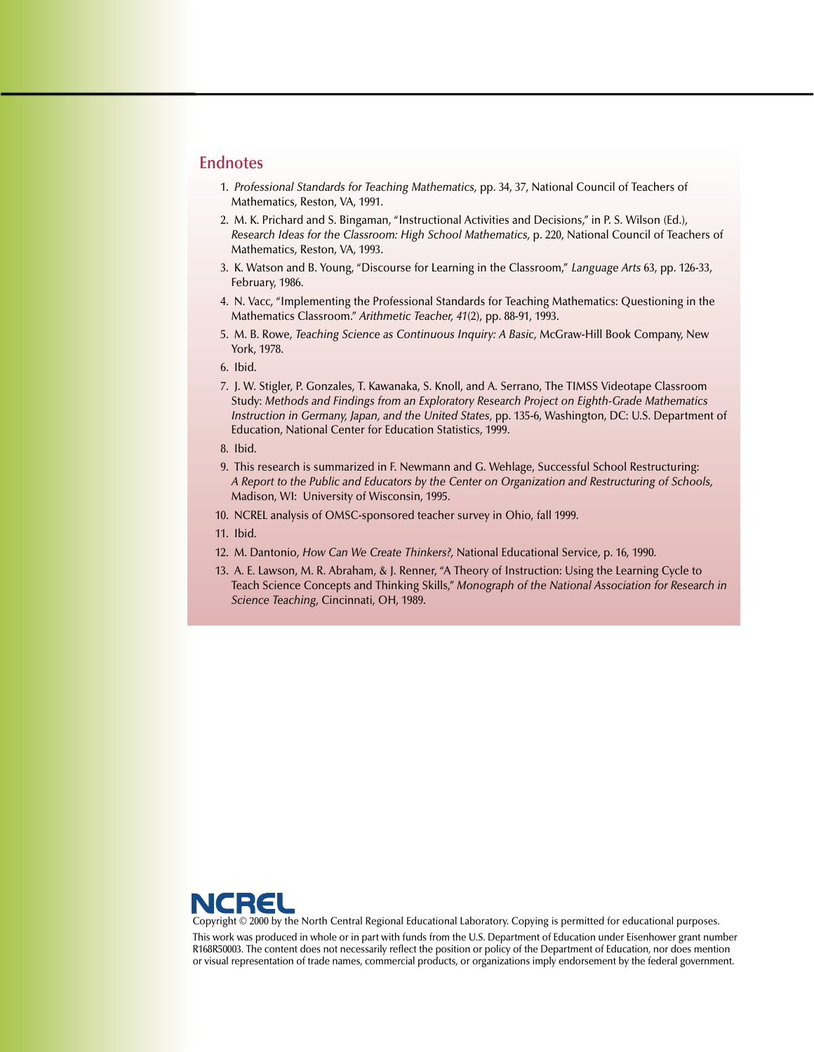## Endnotes

1. *Professional Standards for Teaching Mathematics,* pp. 34, 37, National Council of Teachers of Mathematics, Reston, VA, 1991.
2. M. K. Prichard and S. Bingaman, "Instructional Activities and Decisions," in P. S. Wilson (Ed.), *Research Ideas for the Classroom: High School Mathematics,* p. 220, National Council of Teachers of Mathematics, Reston, VA, 1993.
3. K. Watson and B. Young, "Discourse for Learning in the Classroom," *Language Arts* 63, pp. 126-33, February, 1986.
4. N. Vacc, "Implementing the Professional Standards for Teaching Mathematics: Questioning in the Mathematics Classroom." *Arithmetic Teacher, 41*(2), pp. 88-91, 1993.
5. M. B. Rowe, *Teaching Science as Continuous Inquiry: A Basic,* McGraw-Hill Book Company, New York, 1978.
6. Ibid.
7. J. W. Stigler, P. Gonzales, T. Kawanaka, S. Knoll, and A. Serrano, The TIMSS Videotape Classroom Study: *Methods and Findings from an Exploratory Research Project on Eighth-Grade Mathematics Instruction in Germany, Japan, and the United States,* pp. 135-6, Washington, DC: U.S. Department of Education, National Center for Education Statistics, 1999.
8. Ibid.
9. This research is summarized in F. Newmann and G. Wehlage, Successful School Restructuring: *A Report to the Public and Educators by the Center on Organization and Restructuring of Schools,* Madison, WI: University of Wisconsin, 1995.
10. NCREL analysis of OMSC-sponsored teacher survey in Ohio, fall 1999.
11. Ibid.
12. M. Dantonio, *How Can We Create Thinkers?,* National Educational Service, p. 16, 1990.
13. A. E. Lawson, M. R. Abraham, & J. Renner, "A Theory of Instruction: Using the Learning Cycle to Teach Science Concepts and Thinking Skills," *Monograph of the National Association for Research in Science Teaching,* Cincinnati, OH, 1989.

NCREL

Copyright © 2000 by the North Central Regional Educational Laboratory. Copying is permitted for educational purposes.

This work was produced in whole or in part with funds from the U.S. Department of Education under Eisenhower grant number R168R50003. The content does not necessarily reflect the position or policy of the Department of Education, nor does mention or visual representation of trade names, commercial products, or organizations imply endorsement by the federal government.